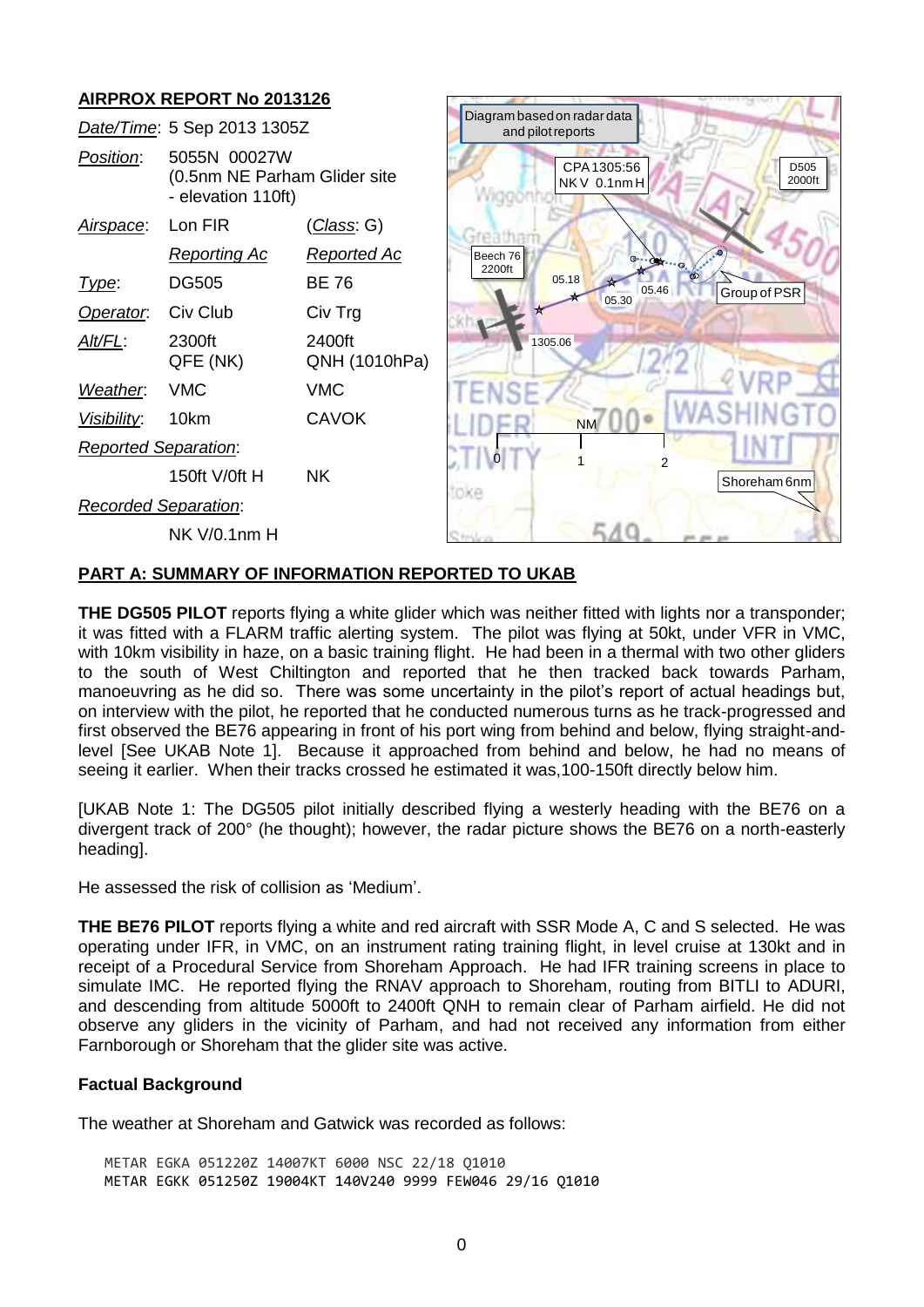## AIRPROX REPORT No 2013126

| | | |
|---|---|---|
| *Date/Time*: | 5 Sep 2013 1305Z | |
| *Position*: | 5055N 00027W (0.5nm NE Parham Glider site - elevation 110ft) | |
| *Airspace*: | Lon FIR | (*Class*: G) |
| | *Reporting Ac* | *Reported Ac* |
| *Type*: | DG505 | BE 76 |
| *Operator*: | Civ Club | Civ Trg |
| *Alt/FL*: | 2300ft QFE (NK) | 2400ft QNH (1010hPa) |
| *Weather*: | VMC | VMC |
| *Visibility*: | 10km | CAVOK |
| *Reported Separation*: | | |
| | 150ft V/0ft H | NK |
| *Recorded Separation*: | | |
| | NK V/0.1nm H | |

Diagram based on radar data and pilot reports

## PART A: SUMMARY OF INFORMATION REPORTED TO UKAB

**THE DG505 PILOT** reports flying a white glider which was neither fitted with lights nor a transponder; it was fitted with a FLARM traffic alerting system. The pilot was flying at 50kt, under VFR in VMC, with 10km visibility in haze, on a basic training flight. He had been in a thermal with two other gliders to the south of West Chiltington and reported that he then tracked back towards Parham, manoeuvring as he did so. There was some uncertainty in the pilot's report of actual headings but, on interview with the pilot, he reported that he conducted numerous turns as he track-progressed and first observed the BE76 appearing in front of his port wing from behind and below, flying straight-and-level [See UKAB Note 1]. Because it approached from behind and below, he had no means of seeing it earlier. When their tracks crossed he estimated it was,100-150ft directly below him.

[UKAB Note 1: The DG505 pilot initially described flying a westerly heading with the BE76 on a divergent track of 200° (he thought); however, the radar picture shows the BE76 on a north-easterly heading].

He assessed the risk of collision as 'Medium'.

**THE BE76 PILOT** reports flying a white and red aircraft with SSR Mode A, C and S selected. He was operating under IFR, in VMC, on an instrument rating training flight, in level cruise at 130kt and in receipt of a Procedural Service from Shoreham Approach. He had IFR training screens in place to simulate IMC. He reported flying the RNAV approach to Shoreham, routing from BITLI to ADURI, and descending from altitude 5000ft to 2400ft QNH to remain clear of Parham airfield. He did not observe any gliders in the vicinity of Parham, and had not received any information from either Farnborough or Shoreham that the glider site was active.

### Factual Background

The weather at Shoreham and Gatwick was recorded as follows:

```
METAR EGKA 051220Z 14007KT 6000 NSC 22/18 Q1010
METAR EGKK 051250Z 19004KT 140V240 9999 FEW046 29/16 Q1010
```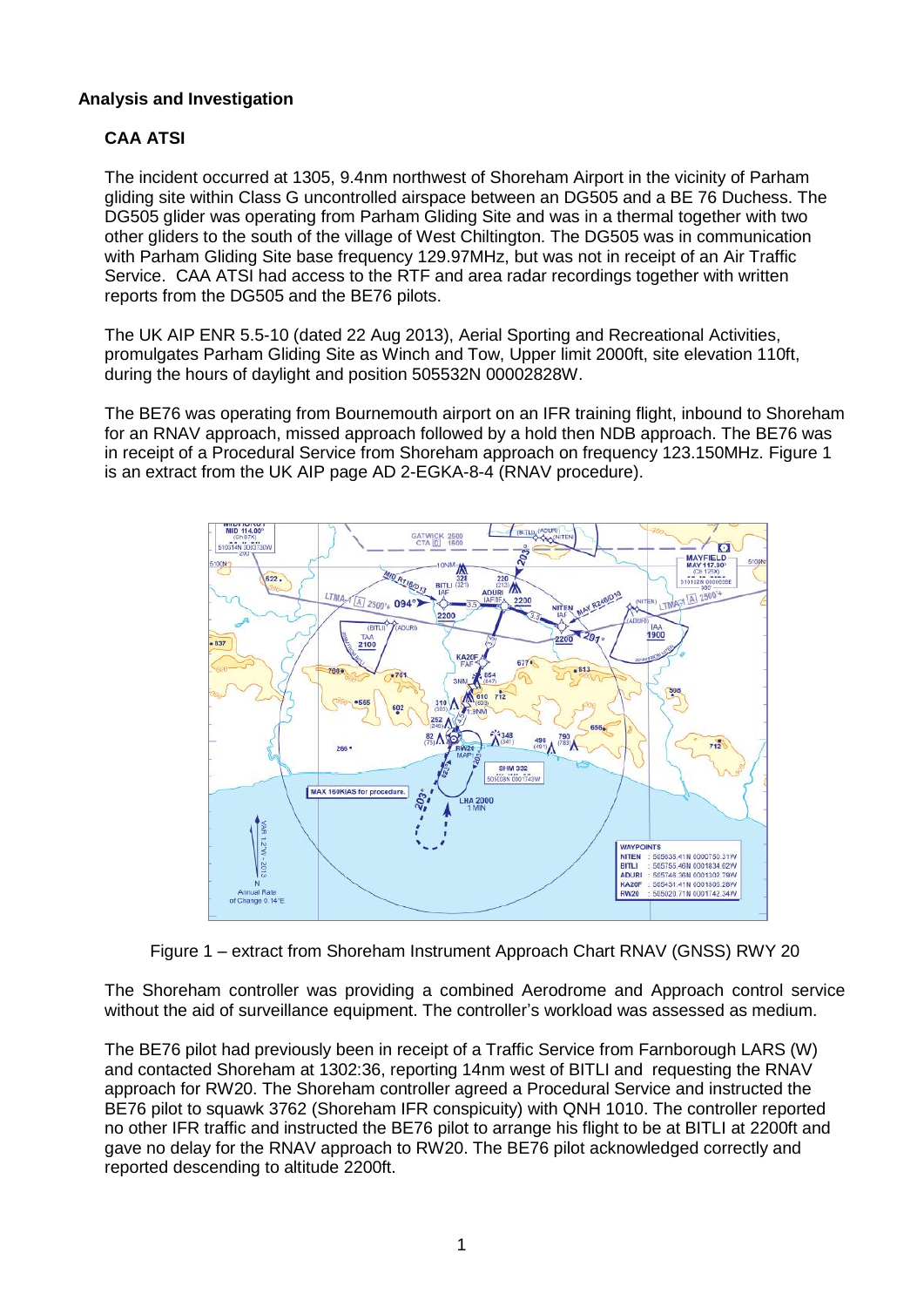## Analysis and Investigation

### CAA ATSI

The incident occurred at 1305, 9.4nm northwest of Shoreham Airport in the vicinity of Parham gliding site within Class G uncontrolled airspace between an DG505 and a BE 76 Duchess. The DG505 glider was operating from Parham Gliding Site and was in a thermal together with two other gliders to the south of the village of West Chiltington. The DG505 was in communication with Parham Gliding Site base frequency 129.97MHz, but was not in receipt of an Air Traffic Service. CAA ATSI had access to the RTF and area radar recordings together with written reports from the DG505 and the BE76 pilots.

The UK AIP ENR 5.5-10 (dated 22 Aug 2013), Aerial Sporting and Recreational Activities, promulgates Parham Gliding Site as Winch and Tow, Upper limit 2000ft, site elevation 110ft, during the hours of daylight and position 505532N 00002828W.

The BE76 was operating from Bournemouth airport on an IFR training flight, inbound to Shoreham for an RNAV approach, missed approach followed by a hold then NDB approach. The BE76 was in receipt of a Procedural Service from Shoreham approach on frequency 123.150MHz. Figure 1 is an extract from the UK AIP page AD 2-EGKA-8-4 (RNAV procedure).

Figure 1 – extract from Shoreham Instrument Approach Chart RNAV (GNSS) RWY 20

The Shoreham controller was providing a combined Aerodrome and Approach control service without the aid of surveillance equipment. The controller's workload was assessed as medium.

The BE76 pilot had previously been in receipt of a Traffic Service from Farnborough LARS (W) and contacted Shoreham at 1302:36, reporting 14nm west of BITLI and requesting the RNAV approach for RW20. The Shoreham controller agreed a Procedural Service and instructed the BE76 pilot to squawk 3762 (Shoreham IFR conspicuity) with QNH 1010. The controller reported no other IFR traffic and instructed the BE76 pilot to arrange his flight to be at BITLI at 2200ft and gave no delay for the RNAV approach to RW20. The BE76 pilot acknowledged correctly and reported descending to altitude 2200ft.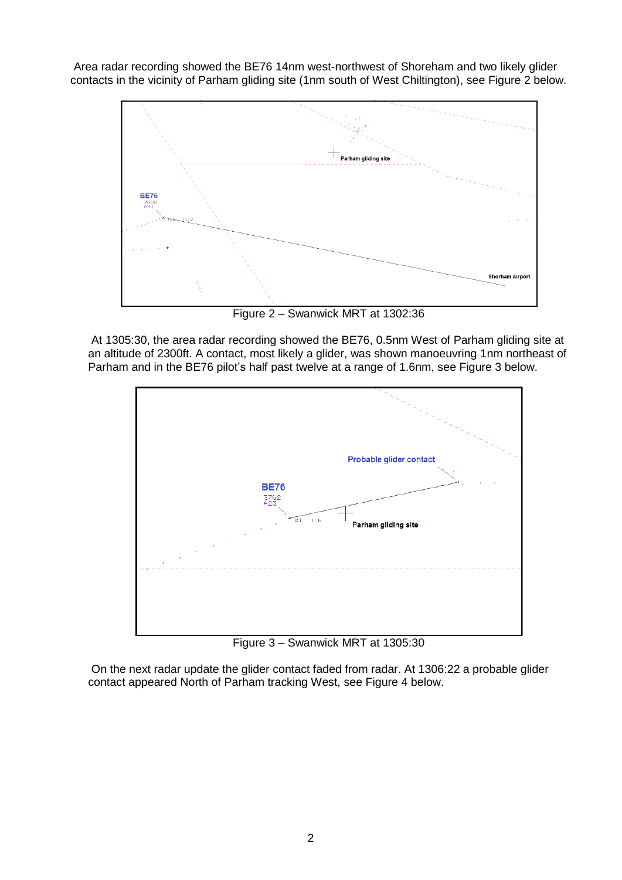Area radar recording showed the BE76 14nm west-northwest of Shoreham and two likely glider contacts in the vicinity of Parham gliding site (1nm south of West Chiltington), see Figure 2 below.

Figure 2 – Swanwick MRT at 1302:36

At 1305:30, the area radar recording showed the BE76, 0.5nm West of Parham gliding site at an altitude of 2300ft. A contact, most likely a glider, was shown manoeuvring 1nm northeast of Parham and in the BE76 pilot's half past twelve at a range of 1.6nm, see Figure 3 below.

Figure 3 – Swanwick MRT at 1305:30

On the next radar update the glider contact faded from radar. At 1306:22 a probable glider contact appeared North of Parham tracking West, see Figure 4 below.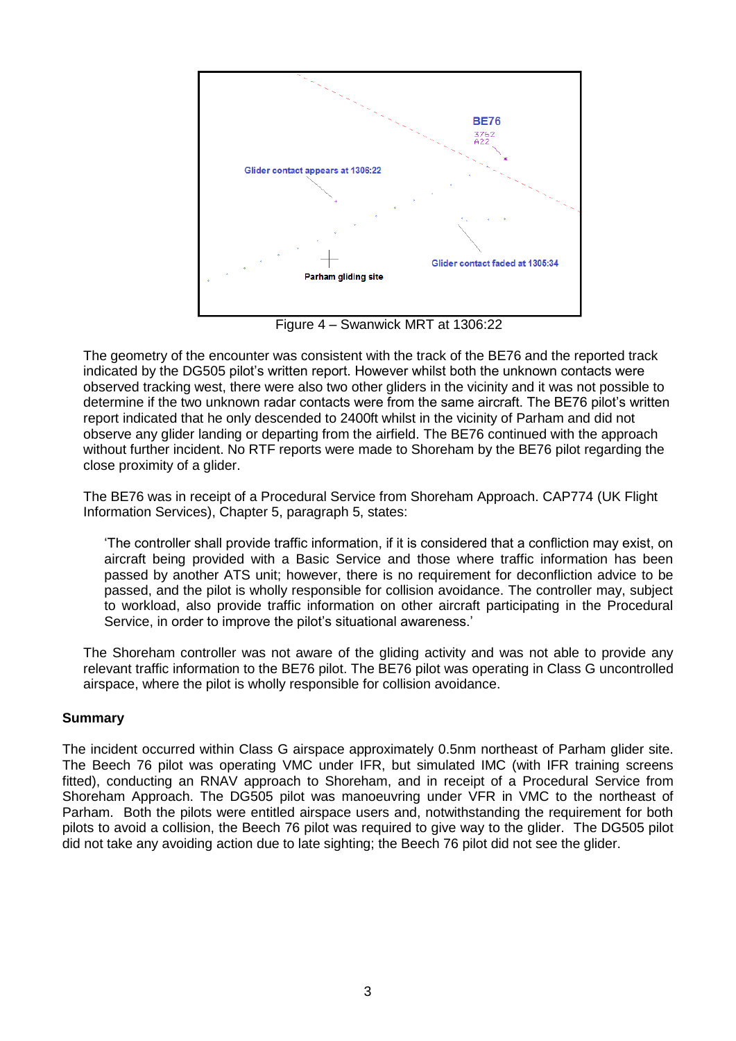Figure 4 – Swanwick MRT at 1306:22

The geometry of the encounter was consistent with the track of the BE76 and the reported track indicated by the DG505 pilot's written report. However whilst both the unknown contacts were observed tracking west, there were also two other gliders in the vicinity and it was not possible to determine if the two unknown radar contacts were from the same aircraft. The BE76 pilot's written report indicated that he only descended to 2400ft whilst in the vicinity of Parham and did not observe any glider landing or departing from the airfield. The BE76 continued with the approach without further incident. No RTF reports were made to Shoreham by the BE76 pilot regarding the close proximity of a glider.

The BE76 was in receipt of a Procedural Service from Shoreham Approach. CAP774 (UK Flight Information Services), Chapter 5, paragraph 5, states:

> 'The controller shall provide traffic information, if it is considered that a confliction may exist, on aircraft being provided with a Basic Service and those where traffic information has been passed by another ATS unit; however, there is no requirement for deconfliction advice to be passed, and the pilot is wholly responsible for collision avoidance. The controller may, subject to workload, also provide traffic information on other aircraft participating in the Procedural Service, in order to improve the pilot's situational awareness.'

The Shoreham controller was not aware of the gliding activity and was not able to provide any relevant traffic information to the BE76 pilot. The BE76 pilot was operating in Class G uncontrolled airspace, where the pilot is wholly responsible for collision avoidance.

### Summary

The incident occurred within Class G airspace approximately 0.5nm northeast of Parham glider site. The Beech 76 pilot was operating VMC under IFR, but simulated IMC (with IFR training screens fitted), conducting an RNAV approach to Shoreham, and in receipt of a Procedural Service from Shoreham Approach. The DG505 pilot was manoeuvring under VFR in VMC to the northeast of Parham. Both the pilots were entitled airspace users and, notwithstanding the requirement for both pilots to avoid a collision, the Beech 76 pilot was required to give way to the glider. The DG505 pilot did not take any avoiding action due to late sighting; the Beech 76 pilot did not see the glider.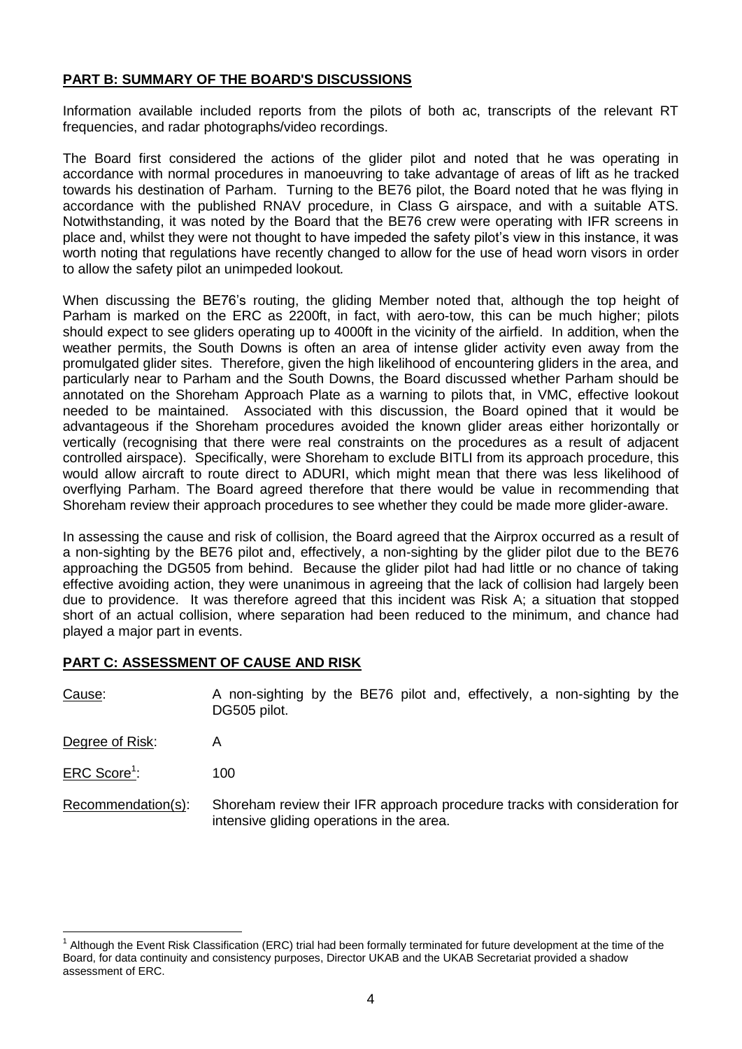## PART B: SUMMARY OF THE BOARD'S DISCUSSIONS

Information available included reports from the pilots of both ac, transcripts of the relevant RT frequencies, and radar photographs/video recordings.

The Board first considered the actions of the glider pilot and noted that he was operating in accordance with normal procedures in manoeuvring to take advantage of areas of lift as he tracked towards his destination of Parham. Turning to the BE76 pilot, the Board noted that he was flying in accordance with the published RNAV procedure, in Class G airspace, and with a suitable ATS. Notwithstanding, it was noted by the Board that the BE76 crew were operating with IFR screens in place and, whilst they were not thought to have impeded the safety pilot's view in this instance, it was worth noting that regulations have recently changed to allow for the use of head worn visors in order to allow the safety pilot an unimpeded lookout.

When discussing the BE76's routing, the gliding Member noted that, although the top height of Parham is marked on the ERC as 2200ft, in fact, with aero-tow, this can be much higher; pilots should expect to see gliders operating up to 4000ft in the vicinity of the airfield. In addition, when the weather permits, the South Downs is often an area of intense glider activity even away from the promulgated glider sites. Therefore, given the high likelihood of encountering gliders in the area, and particularly near to Parham and the South Downs, the Board discussed whether Parham should be annotated on the Shoreham Approach Plate as a warning to pilots that, in VMC, effective lookout needed to be maintained. Associated with this discussion, the Board opined that it would be advantageous if the Shoreham procedures avoided the known glider areas either horizontally or vertically (recognising that there were real constraints on the procedures as a result of adjacent controlled airspace). Specifically, were Shoreham to exclude BITLI from its approach procedure, this would allow aircraft to route direct to ADURI, which might mean that there was less likelihood of overflying Parham. The Board agreed therefore that there would be value in recommending that Shoreham review their approach procedures to see whether they could be made more glider-aware.

In assessing the cause and risk of collision, the Board agreed that the Airprox occurred as a result of a non-sighting by the BE76 pilot and, effectively, a non-sighting by the glider pilot due to the BE76 approaching the DG505 from behind. Because the glider pilot had had little or no chance of taking effective avoiding action, they were unanimous in agreeing that the lack of collision had largely been due to providence. It was therefore agreed that this incident was Risk A; a situation that stopped short of an actual collision, where separation had been reduced to the minimum, and chance had played a major part in events.

## PART C: ASSESSMENT OF CAUSE AND RISK

| | |
|---|---|
| Cause: | A non-sighting by the BE76 pilot and, effectively, a non-sighting by the DG505 pilot. |
| Degree of Risk: | A |
| ERC Score[1]: | 100 |
| Recommendation(s): | Shoreham review their IFR approach procedure tracks with consideration for intensive gliding operations in the area. |

[1] Although the Event Risk Classification (ERC) trial had been formally terminated for future development at the time of the Board, for data continuity and consistency purposes, Director UKAB and the UKAB Secretariat provided a shadow assessment of ERC.